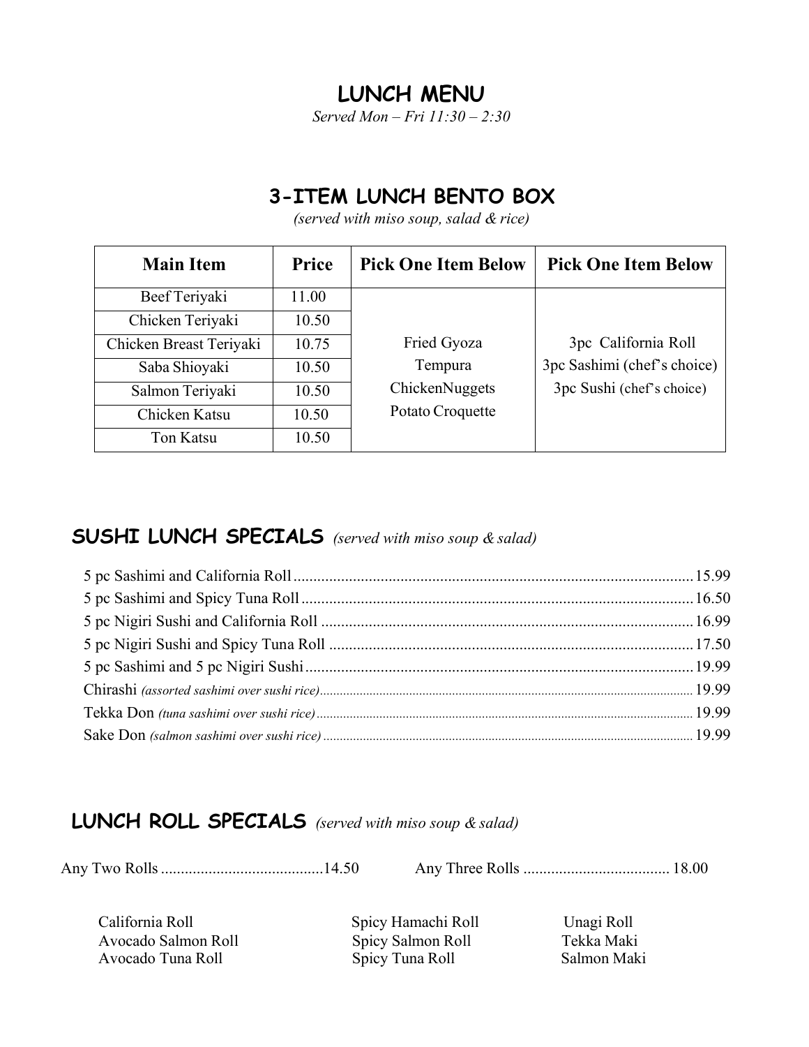# LUNCH MENU

*Served Mon – Fri 11:30 – 2:30*

## 3-ITEM LUNCH BENTO BOX

*(served with miso soup, salad & rice)*

| Main Item | Price | Pick One Item Below | Pick One Item Below |
|---|---|---|---|
| Beef Teriyaki | 11.00 | Fried Gyoza | 3pc California Roll |
| Chicken Teriyaki | 10.50 | Tempura | 3pc Sashimi (chef's choice) |
| Chicken Breast Teriyaki | 10.75 | ChickenNuggets | 3pc Sushi (chef's choice) |
| Saba Shioyaki | 10.50 | Potato Croquette | |
| Salmon Teriyaki | 10.50 | | |
| Chicken Katsu | 10.50 | | |
| Ton Katsu | 10.50 | | |

## SUSHI LUNCH SPECIALS *(served with miso soup & salad)*

5 pc Sashimi and California Roll .......... 15.99
5 pc Sashimi and Spicy Tuna Roll .......... 16.50
5 pc Nigiri Sushi and California Roll .......... 16.99
5 pc Nigiri Sushi and Spicy Tuna Roll .......... 17.50
5 pc Sashimi and 5 pc Nigiri Sushi .......... 19.99
Chirashi *(assorted sashimi over sushi rice)* .......... 19.99
Tekka Don *(tuna sashimi over sushi rice)* .......... 19.99
Sake Don *(salmon sashimi over sushi rice)* .......... 19.99

## LUNCH ROLL SPECIALS *(served with miso soup & salad)*

Any Two Rolls .......... 14.50
Any Three Rolls .......... 18.00

California Roll
Avocado Salmon Roll
Avocado Tuna Roll
Spicy Hamachi Roll
Spicy Salmon Roll
Spicy Tuna Roll
Unagi Roll
Tekka Maki
Salmon Maki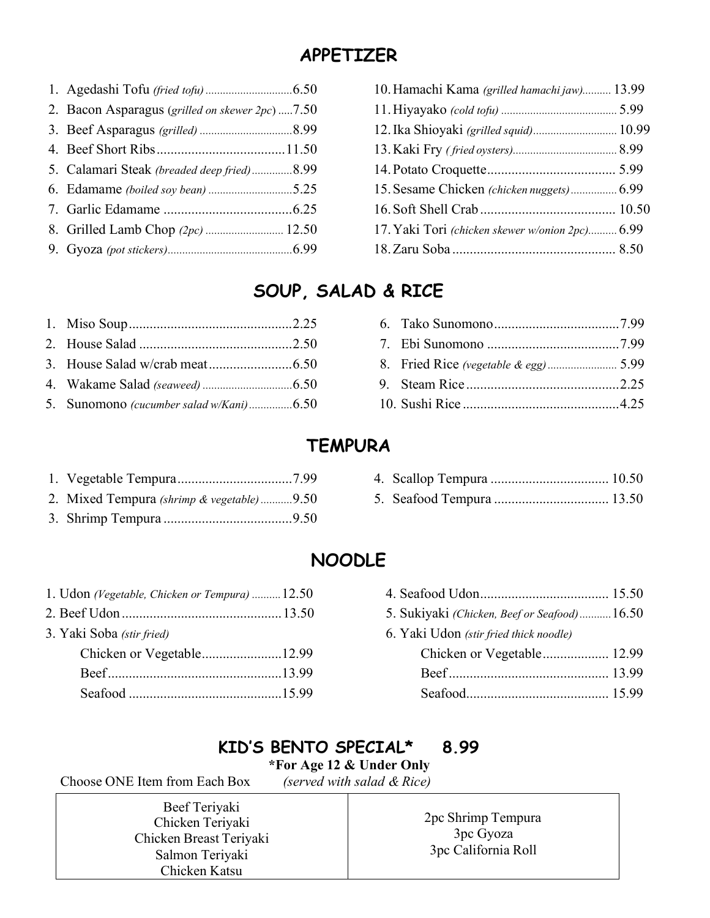## APPETIZER

1. Agedashi Tofu *(fried tofu)* ..............................6.50
2. Bacon Asparagus (*grilled on skewer 2pc*) .....7.50
3. Beef Asparagus *(grilled)* ...............................8.99
4. Beef Short Ribs....................................11.50
5. Calamari Steak *(breaded deep fried)* .............8.99
6. Edamame *(boiled soy bean)* ............................5.25
7. Garlic Edamame .....................................6.25
8. Grilled Lamb Chop *(2pc)* ........................... 12.50
9. Gyoza *(pot stickers)*...........................................6.99
10. Hamachi Kama *(grilled hamachi jaw)*.......... 13.99
11. Hiyayako *(cold tofu)* ....................................... 5.99
12. Ika Shioyaki *(grilled squid)*............................ 10.99
13. Kaki Fry *( fried oysters)*.................................... 8.99
14. Potato Croquette.................................... 5.99
15. Sesame Chicken *(chicken nuggets)* ................ 6.99
16. Soft Shell Crab....................................... 10.50
17. Yaki Tori *(chicken skewer w/onion 2pc)*.......... 6.99
18. Zaru Soba ............................................... 8.50

## SOUP, SALAD & RICE

1. Miso Soup...............................................2.25
2. House Salad ............................................2.50
3. House Salad w/crab meat........................6.50
4. Wakame Salad *(seaweed)* ..............................6.50
5. Sunomono *(cucumber salad w/Kani)*...............6.50
6. Tako Sunomono....................................7.99
7. Ebi Sunomono ......................................7.99
8. Fried Rice *(vegetable & egg)* ........................ 5.99
9. Steam Rice ............................................2.25
10. Sushi Rice .............................................4.25

## TEMPURA

1. Vegetable Tempura.................................7.99
2. Mixed Tempura *(shrimp & vegetable)* ...........9.50
3. Shrimp Tempura .....................................9.50
4. Scallop Tempura .................................. 10.50
5. Seafood Tempura ................................. 13.50

## NOODLE

1. Udon *(Vegetable, Chicken or Tempura)* ..........12.50
2. Beef Udon ..............................................13.50
3. Yaki Soba *(stir fried)*
   - Chicken or Vegetable.......................12.99
   - Beef..................................................13.99
   - Seafood ............................................15.99
4. Seafood Udon..................................... 15.50
5. Sukiyaki *(Chicken, Beef or Seafood)* ...........16.50
6. Yaki Udon *(stir fried thick noodle)*
   - Chicken or Vegetable................... 12.99
   - Beef.............................................. 13.99
   - Seafood......................................... 15.99

## KID'S BENTO SPECIAL* 8.99

**\*For Age 12 & Under Only**

Choose ONE Item from Each Box *(served with salad & Rice)*

| | |
|---|---|
| Beef Teriyaki<br>Chicken Teriyaki<br>Chicken Breast Teriyaki<br>Salmon Teriyaki<br>Chicken Katsu | 2pc Shrimp Tempura<br>3pc Gyoza<br>3pc California Roll |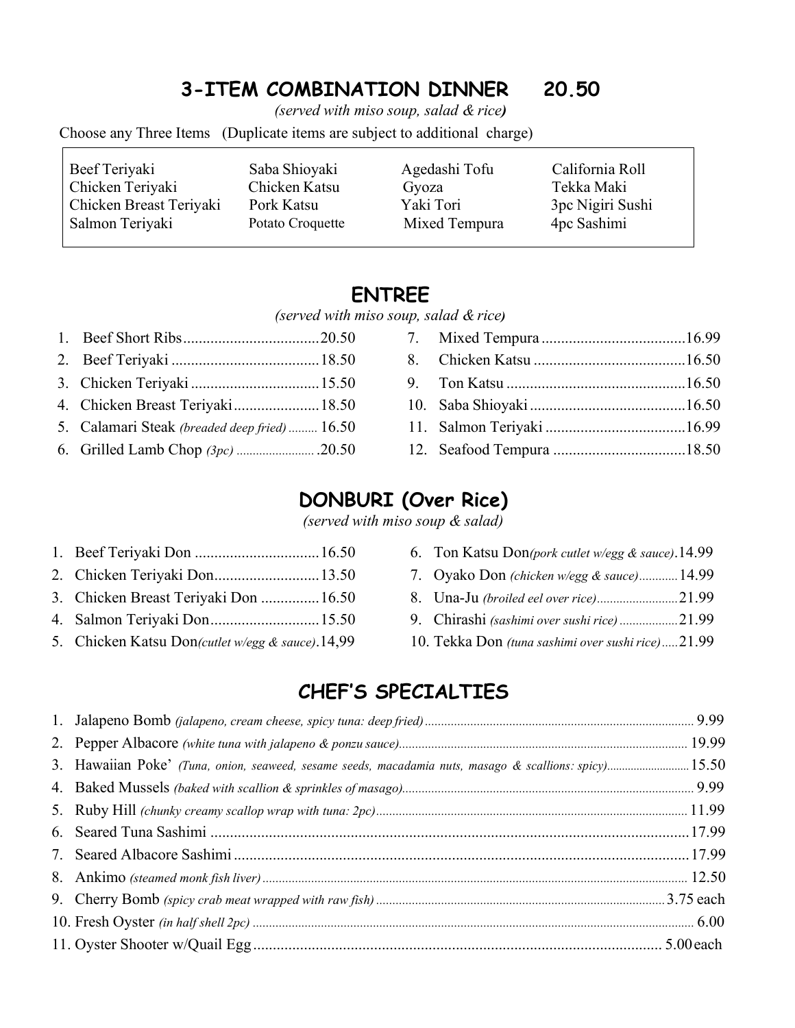## 3-ITEM COMBINATION DINNER 20.50

*(served with miso soup, salad & rice)*

Choose any Three Items (Duplicate items are subject to additional charge)

| | | | |
|---|---|---|---|
| Beef Teriyaki | Saba Shioyaki | Agedashi Tofu | California Roll |
| Chicken Teriyaki | Chicken Katsu | Gyoza | Tekka Maki |
| Chicken Breast Teriyaki | Pork Katsu | Yaki Tori | 3pc Nigiri Sushi |
| Salmon Teriyaki | Potato Croquette | Mixed Tempura | 4pc Sashimi |

## ENTREE

*(served with miso soup, salad & rice)*

1. Beef Short Ribs .......... 20.50
2. Beef Teriyaki .......... 18.50
3. Chicken Teriyaki .......... 15.50
4. Chicken Breast Teriyaki .......... 18.50
5. Calamari Steak *(breaded deep fried)* .......... 16.50
6. Grilled Lamb Chop *(3pc)* .......... .20.50
7. Mixed Tempura .......... 16.99
8. Chicken Katsu .......... 16.50
9. Ton Katsu .......... 16.50
10. Saba Shioyaki .......... 16.50
11. Salmon Teriyaki .......... 16.99
12. Seafood Tempura .......... 18.50

## DONBURI (Over Rice)

*(served with miso soup & salad)*

1. Beef Teriyaki Don .......... 16.50
2. Chicken Teriyaki Don .......... 13.50
3. Chicken Breast Teriyaki Don .......... 16.50
4. Salmon Teriyaki Don .......... 15.50
5. Chicken Katsu Don*(cutlet w/egg & sauce)*.14,99
6. Ton Katsu Don*(pork cutlet w/egg & sauce)*.14.99
7. Oyako Don *(chicken w/egg & sauce)* .......... 14.99
8. Una-Ju *(broiled eel over rice)* .......... 21.99
9. Chirashi *(sashimi over sushi rice)* .......... 21.99
10. Tekka Don *(tuna sashimi over sushi rice)* .......... 21.99

## CHEF'S SPECIALTIES

1. Jalapeno Bomb *(jalapeno, cream cheese, spicy tuna: deep fried)* .......... 9.99
2. Pepper Albacore *(white tuna with jalapeno & ponzu sauce)* .......... 19.99
3. Hawaiian Poke' *(Tuna, onion, seaweed, sesame seeds, macadamia nuts, masago & scallions: spicy)* .......... 15.50
4. Baked Mussels *(baked with scallion & sprinkles of masago)* .......... 9.99
5. Ruby Hill *(chunky creamy scallop wrap with tuna: 2pc)* .......... 11.99
6. Seared Tuna Sashimi .......... 17.99
7. Seared Albacore Sashimi .......... 17.99
8. Ankimo *(steamed monk fish liver)* .......... 12.50
9. Cherry Bomb *(spicy crab meat wrapped with raw fish)* .......... 3.75 each
10. Fresh Oyster *(in half shell 2pc)* .......... 6.00
11. Oyster Shooter w/Quail Egg .......... 5.00 each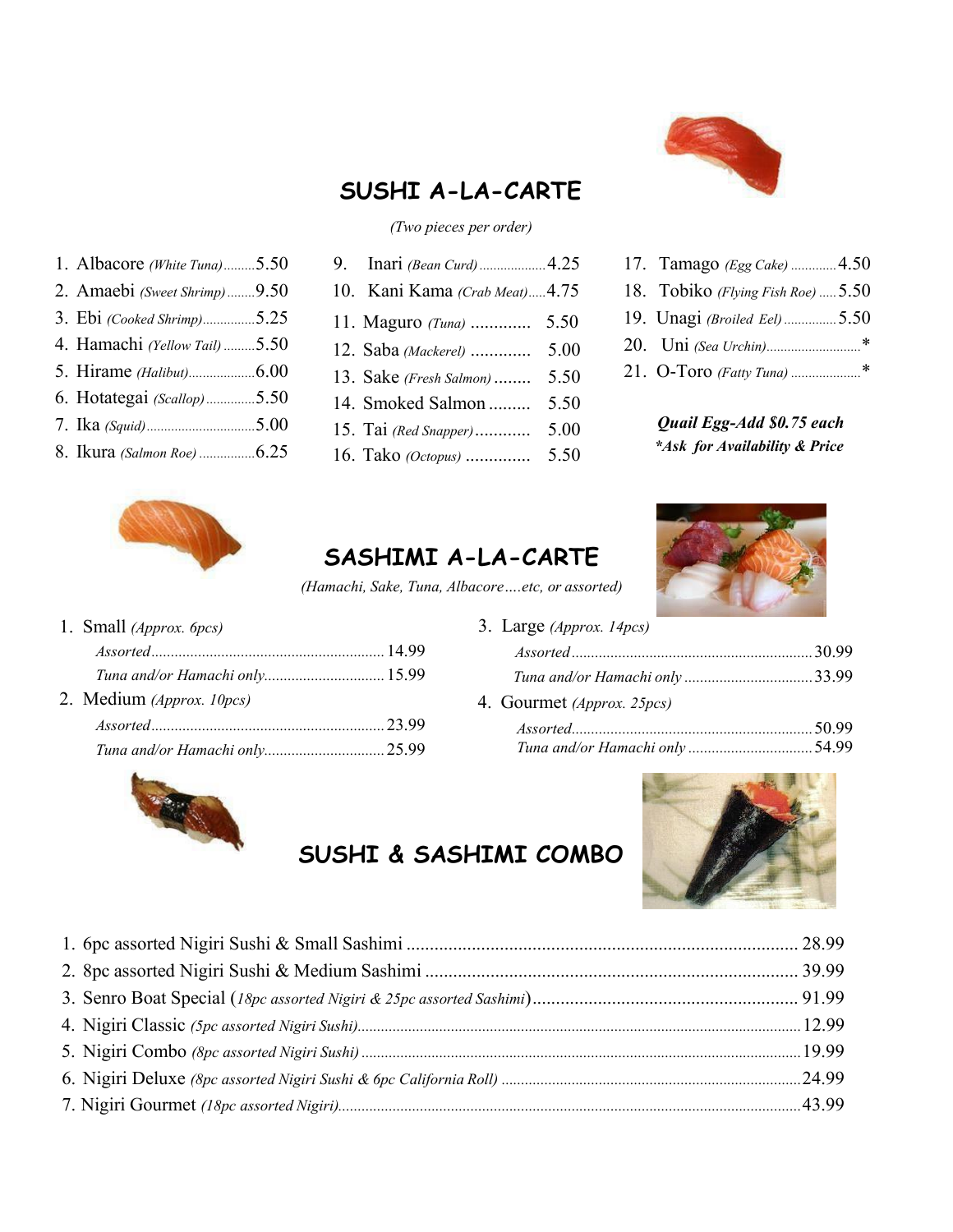## SUSHI A-LA-CARTE

*(Two pieces per order)*

1. Albacore *(White Tuna)* ......... 5.50
2. Amaebi *(Sweet Shrimp)* ........ 9.50
3. Ebi *(Cooked Shrimp)* ............... 5.25
4. Hamachi *(Yellow Tail)* ......... 5.50
5. Hirame *(Halibut)* ................... 6.00
6. Hotategai *(Scallop)* .............. 5.50
7. Ika *(Squid)* ............................... 5.00
8. Ikura *(Salmon Roe)* ................ 6.25
9. Inari *(Bean Curd)* .................. 4.25
10. Kani Kama *(Crab Meat)* ..... 4.75
11. Maguro *(Tuna)* ............. 5.50
12. Saba *(Mackerel)* ............. 5.00
13. Sake *(Fresh Salmon)* ........ 5.50
14. Smoked Salmon ......... 5.50
15. Tai *(Red Snapper)* ........... 5.00
16. Tako *(Octopus)* ............. 5.50
17. Tamago *(Egg Cake)* ............ 4.50
18. Tobiko *(Flying Fish Roe)* ..... 5.50
19. Unagi *(Broiled Eel)* ............... 5.50
20. Uni *(Sea Urchin)* ........................... *
21. O-Toro *(Fatty Tuna)* .................... *

***Quail Egg-Add $0.75 each***
***\*Ask for Availability & Price***

## SASHIMI A-LA-CARTE

*(Hamachi, Sake, Tuna, Albacore....etc, or assorted)*

1. Small *(Approx. 6pcs)*
   - *Assorted* ............ 14.99
   - *Tuna and/or Hamachi only* ............ 15.99
2. Medium *(Approx. 10pcs)*
   - *Assorted* ............ 23.99
   - *Tuna and/or Hamachi only* ............ 25.99
3. Large *(Approx. 14pcs)*
   - *Assorted* ............ 30.99
   - *Tuna and/or Hamachi only* ............ 33.99
4. Gourmet *(Approx. 25pcs)*
   - *Assorted* ............ 50.99
   - *Tuna and/or Hamachi only* ............ 54.99

## SUSHI & SASHIMI COMBO

1. 6pc assorted Nigiri Sushi & Small Sashimi ............ 28.99
2. 8pc assorted Nigiri Sushi & Medium Sashimi ............ 39.99
3. Senro Boat Special (*18pc assorted Nigiri & 25pc assorted Sashimi*) ............ 91.99
4. Nigiri Classic *(5pc assorted Nigiri Sushi)* ............ 12.99
5. Nigiri Combo *(8pc assorted Nigiri Sushi)* ............ 19.99
6. Nigiri Deluxe *(8pc assorted Nigiri Sushi & 6pc California Roll)* ............ 24.99
7. Nigiri Gourmet *(18pc assorted Nigiri)* ............ 43.99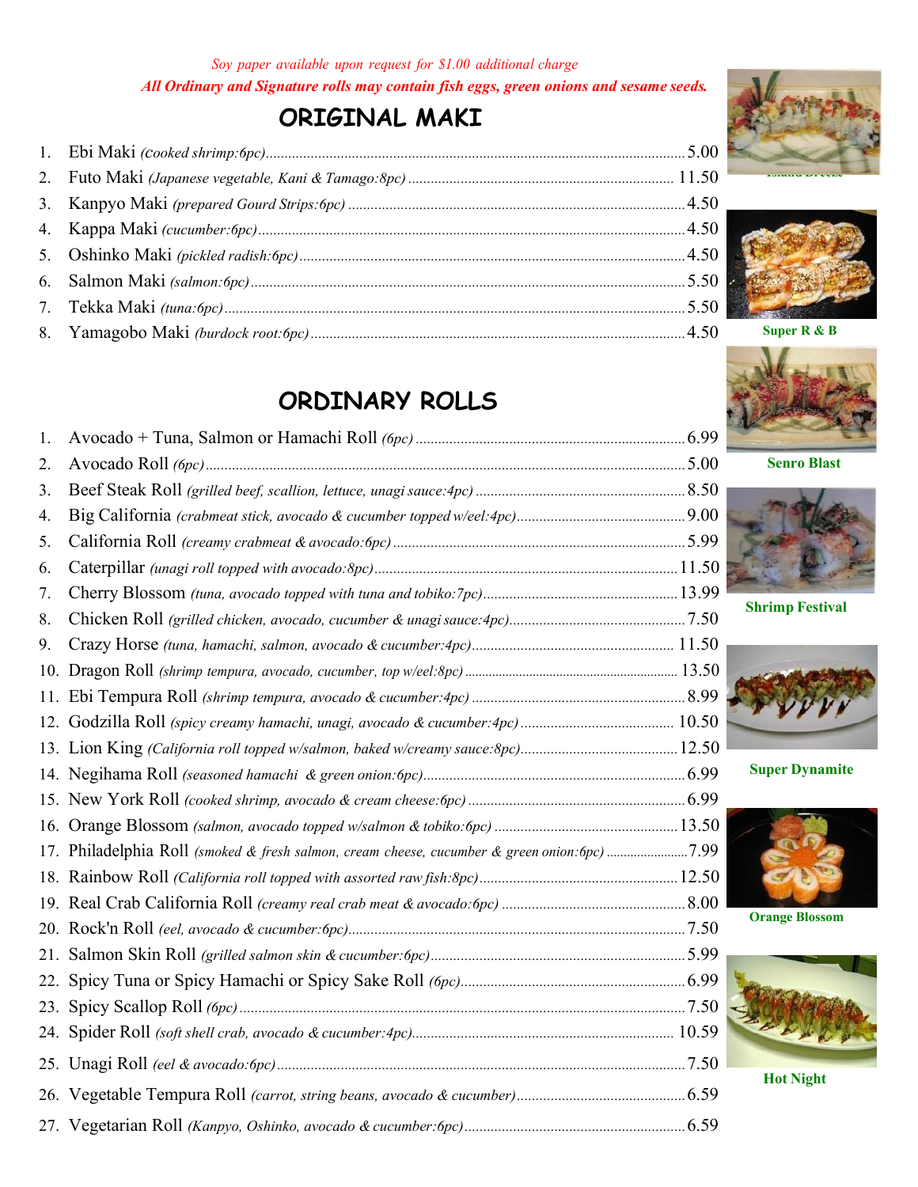*Soy paper available upon request for $1.00 additional charge*

***All Ordinary and Signature rolls may contain fish eggs, green onions and sesame seeds.***

## ORIGINAL MAKI

1. Ebi Maki *(cooked shrimp:6pc)* ..... 5.00
2. Futo Maki *(Japanese vegetable, Kani & Tamago:8pc)* ..... 11.50
3. Kanpyo Maki *(prepared Gourd Strips:6pc)* ..... 4.50
4. Kappa Maki *(cucumber:6pc)* ..... 4.50
5. Oshinko Maki *(pickled radish:6pc)* ..... 4.50
6. Salmon Maki *(salmon:6pc)* ..... 5.50
7. Tekka Maki *(tuna:6pc)* ..... 5.50
8. Yamagobo Maki *(burdock root:6pc)* ..... 4.50

## ORDINARY ROLLS

1. Avocado + Tuna, Salmon or Hamachi Roll *(6pc)* ..... 6.99
2. Avocado Roll *(6pc)* ..... 5.00
3. Beef Steak Roll *(grilled beef, scallion, lettuce, unagi sauce:4pc)* ..... 8.50
4. Big California *(crabmeat stick, avocado & cucumber topped w/eel:4pc)* ..... 9.00
5. California Roll *(creamy crabmeat & avocado:6pc)* ..... 5.99
6. Caterpillar *(unagi roll topped with avocado:8pc)* ..... 11.50
7. Cherry Blossom *(tuna, avocado topped with tuna and tobiko:7pc)* ..... 13.99
8. Chicken Roll *(grilled chicken, avocado, cucumber & unagi sauce:4pc)* ..... 7.50
9. Crazy Horse *(tuna, hamachi, salmon, avocado & cucumber:4pc)* ..... 11.50
10. Dragon Roll *(shrimp tempura, avocado, cucumber, top w/eel:8pc)* ..... 13.50
11. Ebi Tempura Roll *(shrimp tempura, avocado & cucumber:4pc)* ..... 8.99
12. Godzilla Roll *(spicy creamy hamachi, unagi, avocado & cucumber:4pc)* ..... 10.50
13. Lion King *(California roll topped w/salmon, baked w/creamy sauce:8pc)* ..... 12.50
14. Negihama Roll *(seasoned hamachi & green onion:6pc)* ..... 6.99
15. New York Roll *(cooked shrimp, avocado & cream cheese:6pc)* ..... 6.99
16. Orange Blossom *(salmon, avocado topped w/salmon & tobiko:6pc)* ..... 13.50
17. Philadelphia Roll *(smoked & fresh salmon, cream cheese, cucumber & green onion:6pc)* ..... 7.99
18. Rainbow Roll *(California roll topped with assorted raw fish:8pc)* ..... 12.50
19. Real Crab California Roll *(creamy real crab meat & avocado:6pc)* ..... 8.00
20. Rock'n Roll *(eel, avocado & cucumber:6pc)* ..... 7.50
21. Salmon Skin Roll *(grilled salmon skin & cucumber:6pc)* ..... 5.99
22. Spicy Tuna or Spicy Hamachi or Spicy Sake Roll *(6pc)* ..... 6.99
23. Spicy Scallop Roll *(6pc)* ..... 7.50
24. Spider Roll *(soft shell crab, avocado & cucumber:4pc)* ..... 10.59
25. Unagi Roll *(eel & avocado:6pc)* ..... 7.50
26. Vegetable Tempura Roll *(carrot, string beans, avocado & cucumber)* ..... 6.59
27. Vegetarian Roll *(Kanpyo, Oshinko, avocado & cucumber:6pc)* ..... 6.59

Island Breeze

Super R & B

Senro Blast

Shrimp Festival

Super Dynamite

Orange Blossom

Hot Night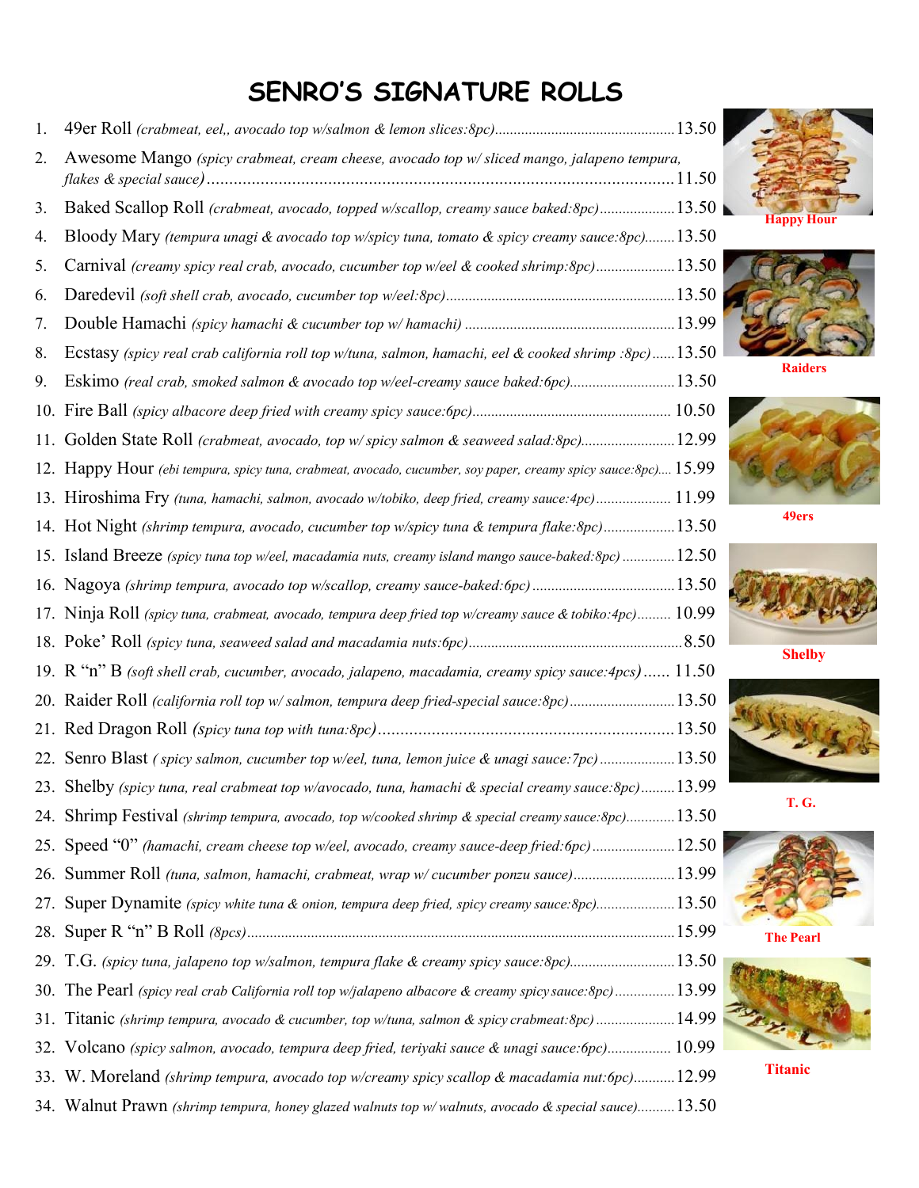# SENRO'S SIGNATURE ROLLS

1. 49er Roll *(crabmeat, eel,, avocado top w/salmon & lemon slices:8pc)*................................................13.50
2. Awesome Mango *(spicy crabmeat, cream cheese, avocado top w/ sliced mango, jalapeno tempura, flakes & special sauce)*.........................................................................................................11.50
3. Baked Scallop Roll *(crabmeat, avocado, topped w/scallop, creamy sauce baked:8pc)*....................13.50
4. Bloody Mary *(tempura unagi & avocado top w/spicy tuna, tomato & spicy creamy sauce:8pc)*........13.50
5. Carnival *(creamy spicy real crab, avocado, cucumber top w/eel & cooked shrimp:8pc)*.....................13.50
6. Daredevil *(soft shell crab, avocado, cucumber top w/eel:8pc)*.............................................................13.50
7. Double Hamachi *(spicy hamachi & cucumber top w/ hamachi)* ........................................................13.99
8. Ecstasy *(spicy real crab california roll top w/tuna, salmon, hamachi, eel & cooked shrimp :8pc)*......13.50
9. Eskimo *(real crab, smoked salmon & avocado top w/eel-creamy sauce baked:6pc)*............................13.50
10. Fire Ball *(spicy albacore deep fried with creamy spicy sauce:6pc)*..................................................... 10.50
11. Golden State Roll *(crabmeat, avocado, top w/ spicy salmon & seaweed salad:8pc)*.........................12.99
12. Happy Hour *(ebi tempura, spicy tuna, crabmeat, avocado, cucumber, soy paper, creamy spicy sauce:8pc)*.... 15.99
13. Hiroshima Fry *(tuna, hamachi, salmon, avocado w/tobiko, deep fried, creamy sauce:4pc)*.................... 11.99
14. Hot Night *(shrimp tempura, avocado, cucumber top w/spicy tuna & tempura flake:8pc)*...................13.50
15. Island Breeze *(spicy tuna top w/eel, macadamia nuts, creamy island mango sauce-baked:8pc)* ..............12.50
16. Nagoya *(shrimp tempura, avocado top w/scallop, creamy sauce-baked:6pc)*......................................13.50
17. Ninja Roll *(spicy tuna, crabmeat, avocado, tempura deep fried top w/creamy sauce & tobiko:4pc)*......... 10.99
18. Poke' Roll *(spicy tuna, seaweed salad and macadamia nuts:6pc)*.........................................................8.50
19. R "n" B *(soft shell crab, cucumber, avocado, jalapeno, macadamia, creamy spicy sauce:4pcs)*...... 11.50
20. Raider Roll *(california roll top w/ salmon, tempura deep fried-special sauce:8pc)*............................13.50
21. Red Dragon Roll *(spicy tuna top with tuna:8pc)*..................................................................13.50
22. Senro Blast *( spicy salmon, cucumber top w/eel, tuna, lemon juice & unagi sauce:7pc)*....................13.50
23. Shelby *(spicy tuna, real crabmeat top w/avocado, tuna, hamachi & special creamy sauce:8pc)*.........13.99
24. Shrimp Festival *(shrimp tempura, avocado, top w/cooked shrimp & special creamy sauce:8pc)*.............13.50
25. Speed "0" *(hamachi, cream cheese top w/eel, avocado, creamy sauce-deep fried:6pc)*......................12.50
26. Summer Roll *(tuna, salmon, hamachi, crabmeat, wrap w/ cucumber ponzu sauce)*...........................13.99
27. Super Dynamite *(spicy white tuna & onion, tempura deep fried, spicy creamy sauce:8pc)*.....................13.50
28. Super R "n" B Roll *(8pcs)*.................................................................................................................15.99
29. T.G. *(spicy tuna, jalapeno top w/salmon, tempura flake & creamy spicy sauce:8pc)*............................13.50
30. The Pearl *(spicy real crab California roll top w/jalapeno albacore & creamy spicy sauce:8pc)*................13.99
31. Titanic *(shrimp tempura, avocado & cucumber, top w/tuna, salmon & spicy crabmeat:8pc)*.....................14.99
32. Volcano *(spicy salmon, avocado, tempura deep fried, teriyaki sauce & unagi sauce:6pc)*................. 10.99
33. W. Moreland *(shrimp tempura, avocado top w/creamy spicy scallop & macadamia nut:6pc)*...........12.99
34. Walnut Prawn *(shrimp tempura, honey glazed walnuts top w/ walnuts, avocado & special sauce)*..........13.50

Happy Hour

Raiders

49ers

Shelby

T. G.

The Pearl

Titanic